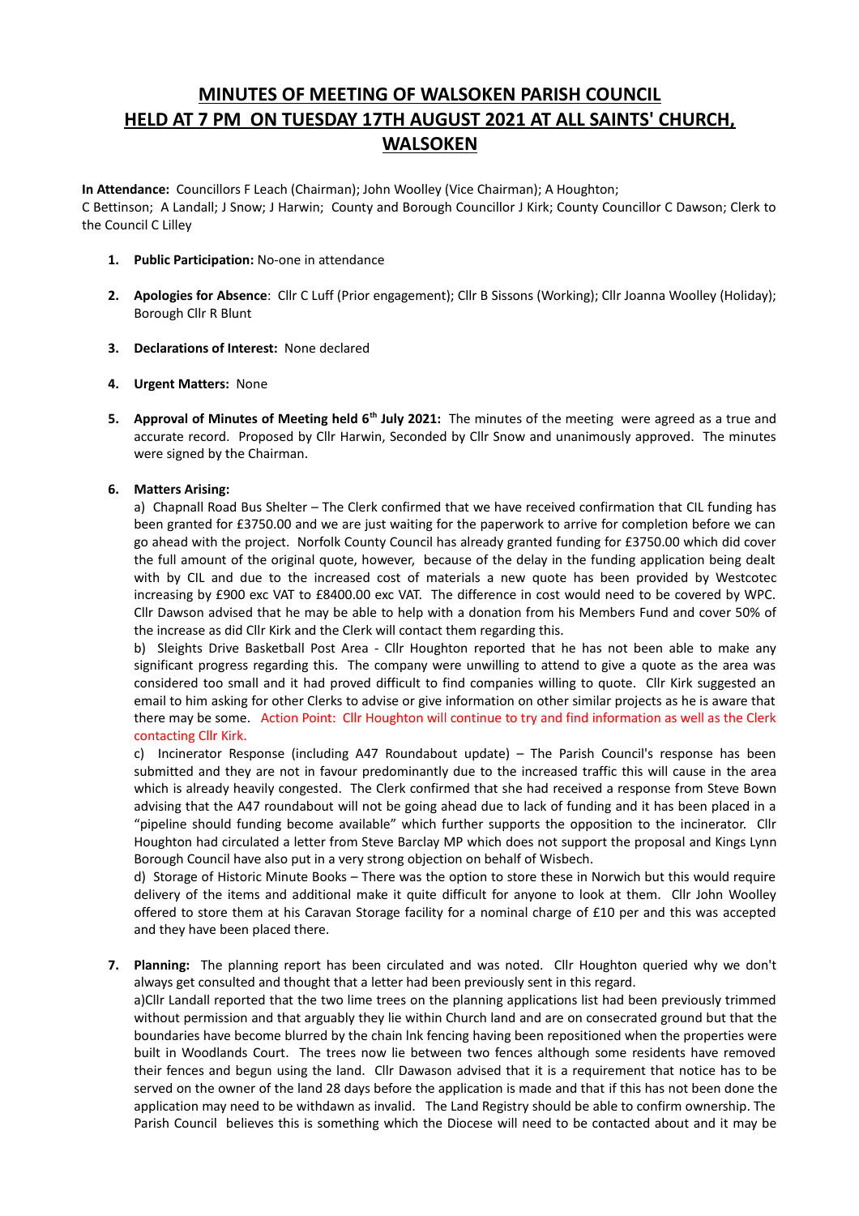# MINUTES OF MEETING OF WALSOKEN PARISH COUNCIL HELD AT 7 PM ON TUESDAY 17TH AUGUST 2021 AT ALL SAINTS' CHURCH, WALSOKEN

**In Attendance:** Councillors F Leach (Chairman); John Woolley (Vice Chairman); A Houghton; C Bettinson; A Landall; J Snow; J Harwin; County and Borough Councillor J Kirk; County Councillor C Dawson; Clerk to the Council C Lilley

1. **Public Participation:** No-one in attendance

2. **Apologies for Absence**: Cllr C Luff (Prior engagement); Cllr B Sissons (Working); Cllr Joanna Woolley (Holiday); Borough Cllr R Blunt

3. **Declarations of Interest:** None declared

4. **Urgent Matters:** None

5. **Approval of Minutes of Meeting held 6th July 2021:** The minutes of the meeting were agreed as a true and accurate record. Proposed by Cllr Harwin, Seconded by Cllr Snow and unanimously approved. The minutes were signed by the Chairman.

6. **Matters Arising:**

   a) Chapnall Road Bus Shelter – The Clerk confirmed that we have received confirmation that CIL funding has been granted for £3750.00 and we are just waiting for the paperwork to arrive for completion before we can go ahead with the project. Norfolk County Council has already granted funding for £3750.00 which did cover the full amount of the original quote, however, because of the delay in the funding application being dealt with by CIL and due to the increased cost of materials a new quote has been provided by Westcotec increasing by £900 exc VAT to £8400.00 exc VAT. The difference in cost would need to be covered by WPC. Cllr Dawson advised that he may be able to help with a donation from his Members Fund and cover 50% of the increase as did Cllr Kirk and the Clerk will contact them regarding this.

   b) Sleights Drive Basketball Post Area - Cllr Houghton reported that he has not been able to make any significant progress regarding this. The company were unwilling to attend to give a quote as the area was considered too small and it had proved difficult to find companies willing to quote. Cllr Kirk suggested an email to him asking for other Clerks to advise or give information on other similar projects as he is aware that there may be some. Action Point: Cllr Houghton will continue to try and find information as well as the Clerk contacting Cllr Kirk.

   c) Incinerator Response (including A47 Roundabout update) – The Parish Council's response has been submitted and they are not in favour predominantly due to the increased traffic this will cause in the area which is already heavily congested. The Clerk confirmed that she had received a response from Steve Bown advising that the A47 roundabout will not be going ahead due to lack of funding and it has been placed in a "pipeline should funding become available" which further supports the opposition to the incinerator. Cllr Houghton had circulated a letter from Steve Barclay MP which does not support the proposal and Kings Lynn Borough Council have also put in a very strong objection on behalf of Wisbech.

   d) Storage of Historic Minute Books – There was the option to store these in Norwich but this would require delivery of the items and additional make it quite difficult for anyone to look at them. Cllr John Woolley offered to store them at his Caravan Storage facility for a nominal charge of £10 per and this was accepted and they have been placed there.

7. **Planning:** The planning report has been circulated and was noted. Cllr Houghton queried why we don't always get consulted and thought that a letter had been previously sent in this regard.

   a)Cllr Landall reported that the two lime trees on the planning applications list had been previously trimmed without permission and that arguably they lie within Church land and are on consecrated ground but that the boundaries have become blurred by the chain lnk fencing having been repositioned when the properties were built in Woodlands Court. The trees now lie between two fences although some residents have removed their fences and begun using the land. Cllr Dawson advised that it is a requirement that notice has to be served on the owner of the land 28 days before the application is made and that if this has not been done the application may need to be withdawn as invalid. The Land Registry should be able to confirm ownership. The Parish Council believes this is something which the Diocese will need to be contacted about and it may be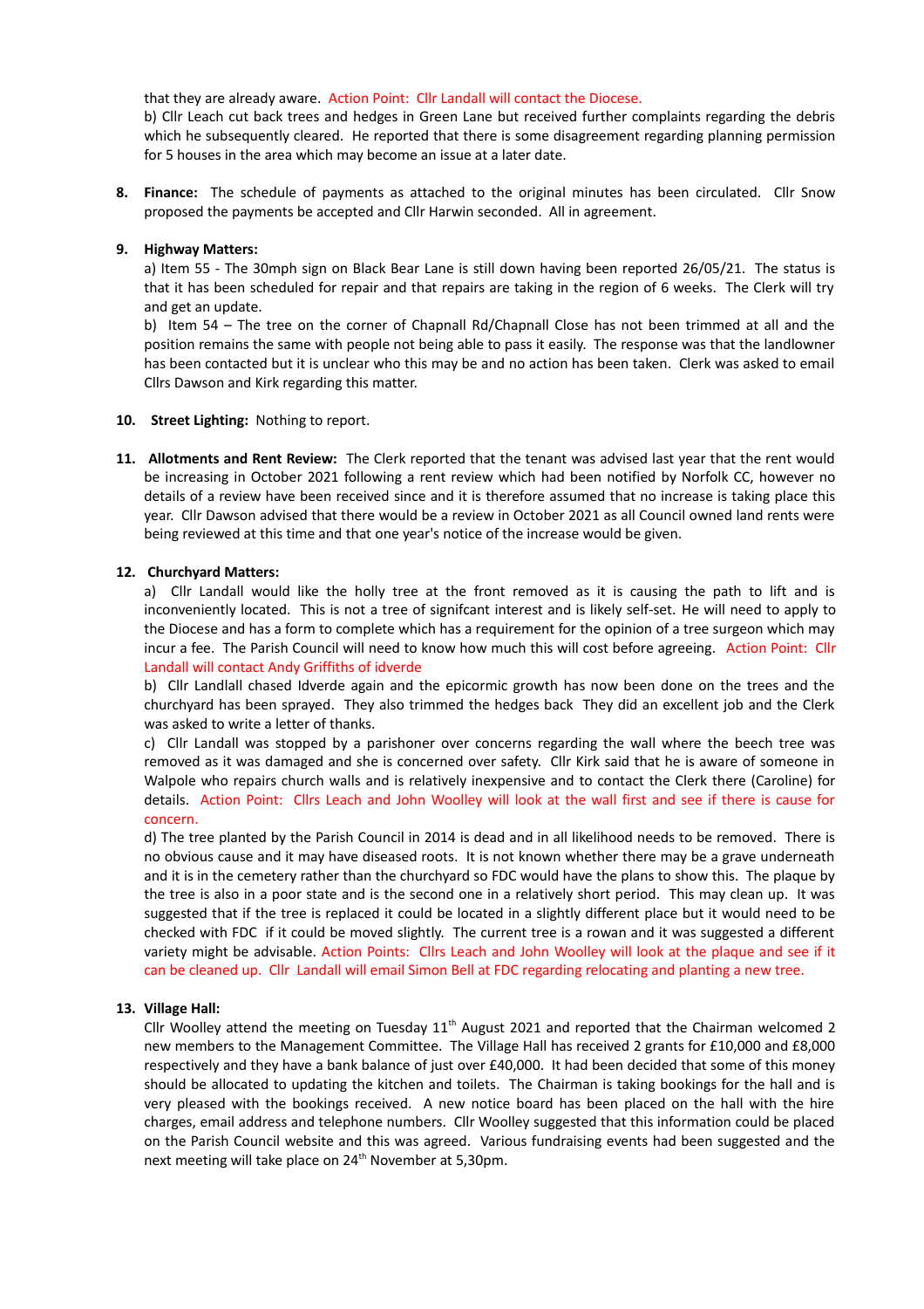that they are already aware. Action Point: Cllr Landall will contact the Diocese.

b) Cllr Leach cut back trees and hedges in Green Lane but received further complaints regarding the debris which he subsequently cleared. He reported that there is some disagreement regarding planning permission for 5 houses in the area which may become an issue at a later date.

**8. Finance:** The schedule of payments as attached to the original minutes has been circulated. Cllr Snow proposed the payments be accepted and Cllr Harwin seconded. All in agreement.

**9. Highway Matters:**

a) Item 55 - The 30mph sign on Black Bear Lane is still down having been reported 26/05/21. The status is that it has been scheduled for repair and that repairs are taking in the region of 6 weeks. The Clerk will try and get an update.

b) Item 54 – The tree on the corner of Chapnall Rd/Chapnall Close has not been trimmed at all and the position remains the same with people not being able to pass it easily. The response was that the landlowner has been contacted but it is unclear who this may be and no action has been taken. Clerk was asked to email Cllrs Dawson and Kirk regarding this matter.

**10. Street Lighting:** Nothing to report.

**11. Allotments and Rent Review:** The Clerk reported that the tenant was advised last year that the rent would be increasing in October 2021 following a rent review which had been notified by Norfolk CC, however no details of a review have been received since and it is therefore assumed that no increase is taking place this year. Cllr Dawson advised that there would be a review in October 2021 as all Council owned land rents were being reviewed at this time and that one year's notice of the increase would be given.

**12. Churchyard Matters:**

a) Cllr Landall would like the holly tree at the front removed as it is causing the path to lift and is inconveniently located. This is not a tree of signifcant interest and is likely self-set. He will need to apply to the Diocese and has a form to complete which has a requirement for the opinion of a tree surgeon which may incur a fee. The Parish Council will need to know how much this will cost before agreeing. Action Point: Cllr Landall will contact Andy Griffiths of idverde

b) Cllr Landlall chased Idverde again and the epicormic growth has now been done on the trees and the churchyard has been sprayed. They also trimmed the hedges back They did an excellent job and the Clerk was asked to write a letter of thanks.

c) Cllr Landall was stopped by a parishoner over concerns regarding the wall where the beech tree was removed as it was damaged and she is concerned over safety. Cllr Kirk said that he is aware of someone in Walpole who repairs church walls and is relatively inexpensive and to contact the Clerk there (Caroline) for details. Action Point: Cllrs Leach and John Woolley will look at the wall first and see if there is cause for concern.

d) The tree planted by the Parish Council in 2014 is dead and in all likelihood needs to be removed. There is no obvious cause and it may have diseased roots. It is not known whether there may be a grave underneath and it is in the cemetery rather than the churchyard so FDC would have the plans to show this. The plaque by the tree is also in a poor state and is the second one in a relatively short period. This may clean up. It was suggested that if the tree is replaced it could be located in a slightly different place but it would need to be checked with FDC if it could be moved slightly. The current tree is a rowan and it was suggested a different variety might be advisable. Action Points: Cllrs Leach and John Woolley will look at the plaque and see if it can be cleaned up. Cllr Landall will email Simon Bell at FDC regarding relocating and planting a new tree.

**13. Village Hall:**

Cllr Woolley attend the meeting on Tuesday 11th August 2021 and reported that the Chairman welcomed 2 new members to the Management Committee. The Village Hall has received 2 grants for £10,000 and £8,000 respectively and they have a bank balance of just over £40,000. It had been decided that some of this money should be allocated to updating the kitchen and toilets. The Chairman is taking bookings for the hall and is very pleased with the bookings received. A new notice board has been placed on the hall with the hire charges, email address and telephone numbers. Cllr Woolley suggested that this information could be placed on the Parish Council website and this was agreed. Various fundraising events had been suggested and the next meeting will take place on 24th November at 5,30pm.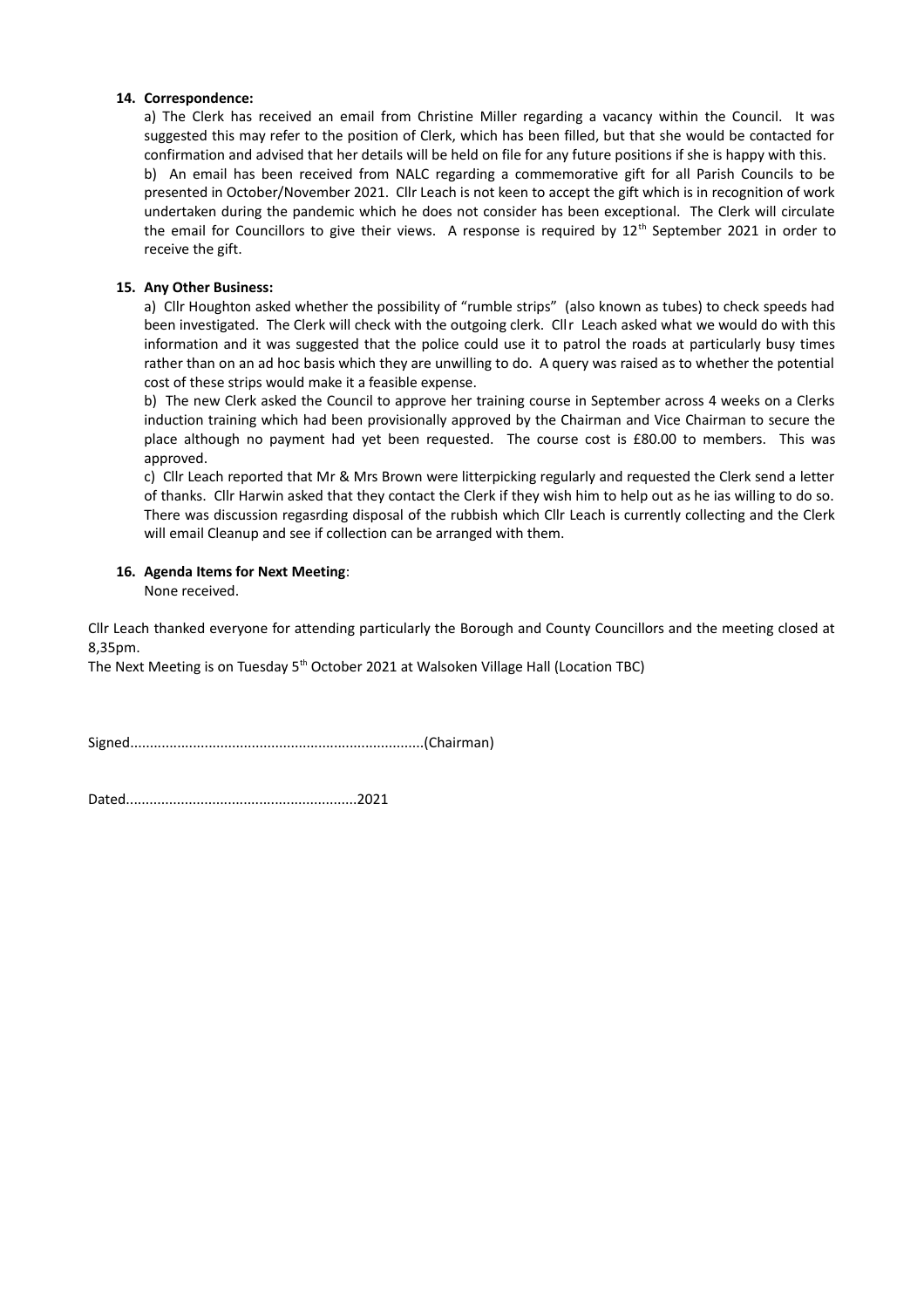**14. Correspondence:**

a) The Clerk has received an email from Christine Miller regarding a vacancy within the Council. It was suggested this may refer to the position of Clerk, which has been filled, but that she would be contacted for confirmation and advised that her details will be held on file for any future positions if she is happy with this.

b) An email has been received from NALC regarding a commemorative gift for all Parish Councils to be presented in October/November 2021. Cllr Leach is not keen to accept the gift which is in recognition of work undertaken during the pandemic which he does not consider has been exceptional. The Clerk will circulate the email for Councillors to give their views. A response is required by 12th September 2021 in order to receive the gift.

**15. Any Other Business:**

a) Cllr Houghton asked whether the possibility of "rumble strips" (also known as tubes) to check speeds had been investigated. The Clerk will check with the outgoing clerk. Cllr Leach asked what we would do with this information and it was suggested that the police could use it to patrol the roads at particularly busy times rather than on an ad hoc basis which they are unwilling to do. A query was raised as to whether the potential cost of these strips would make it a feasible expense.

b) The new Clerk asked the Council to approve her training course in September across 4 weeks on a Clerks induction training which had been provisionally approved by the Chairman and Vice Chairman to secure the place although no payment had yet been requested. The course cost is £80.00 to members. This was approved.

c) Cllr Leach reported that Mr & Mrs Brown were litterpicking regularly and requested the Clerk send a letter of thanks. Cllr Harwin asked that they contact the Clerk if they wish him to help out as he ias willing to do so. There was discussion regasrding disposal of the rubbish which Cllr Leach is currently collecting and the Clerk will email Cleanup and see if collection can be arranged with them.

**16. Agenda Items for Next Meeting**:

None received.

Cllr Leach thanked everyone for attending particularly the Borough and County Councillors and the meeting closed at 8,35pm.

The Next Meeting is on Tuesday 5th October 2021 at Walsoken Village Hall (Location TBC)

Signed..........................................................................(Chairman)

Dated...........................................................2021